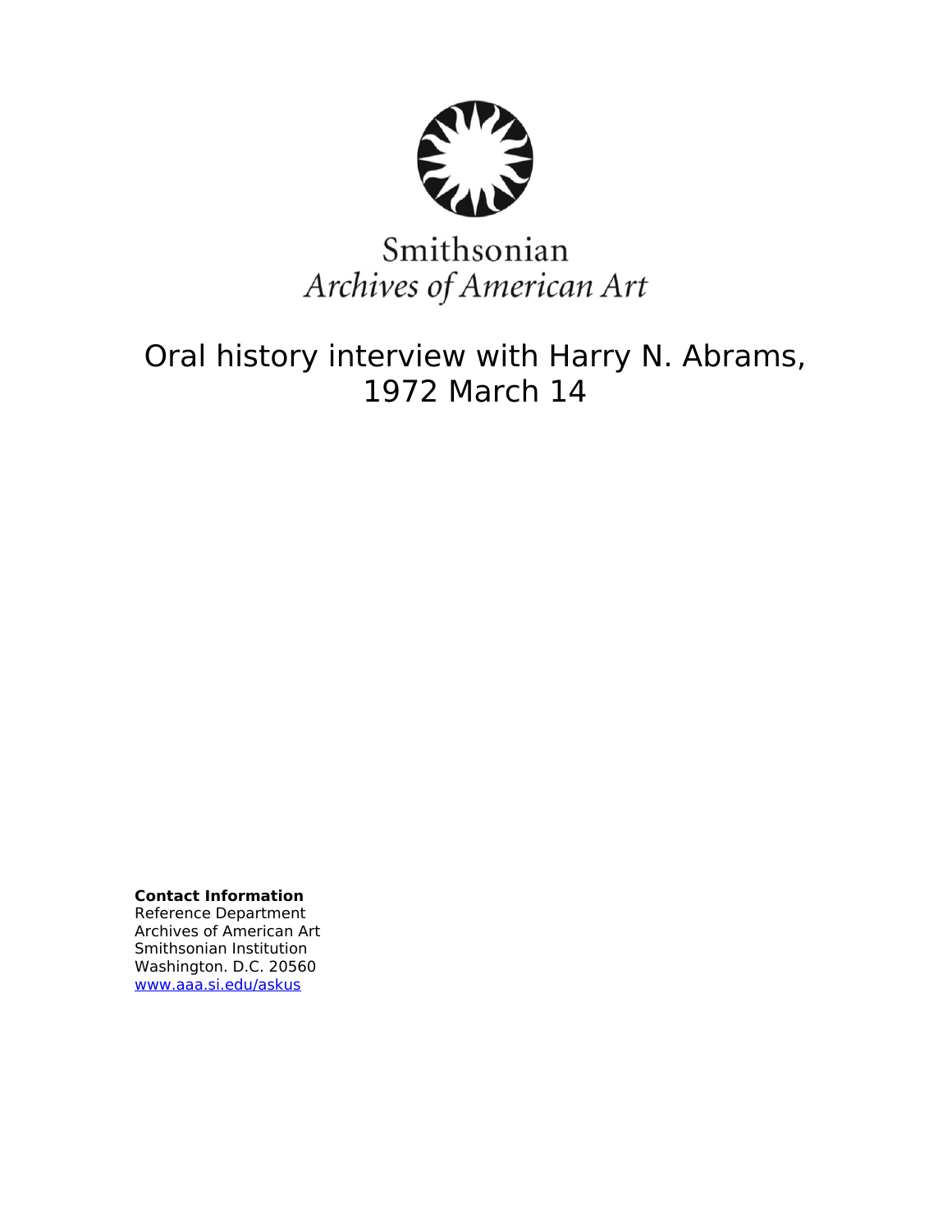Smithsonian
*Archives of American Art*

# Oral history interview with Harry N. Abrams, 1972 March 14

**Contact Information**
Reference Department
Archives of American Art
Smithsonian Institution
Washington. D.C. 20560
www.aaa.si.edu/askus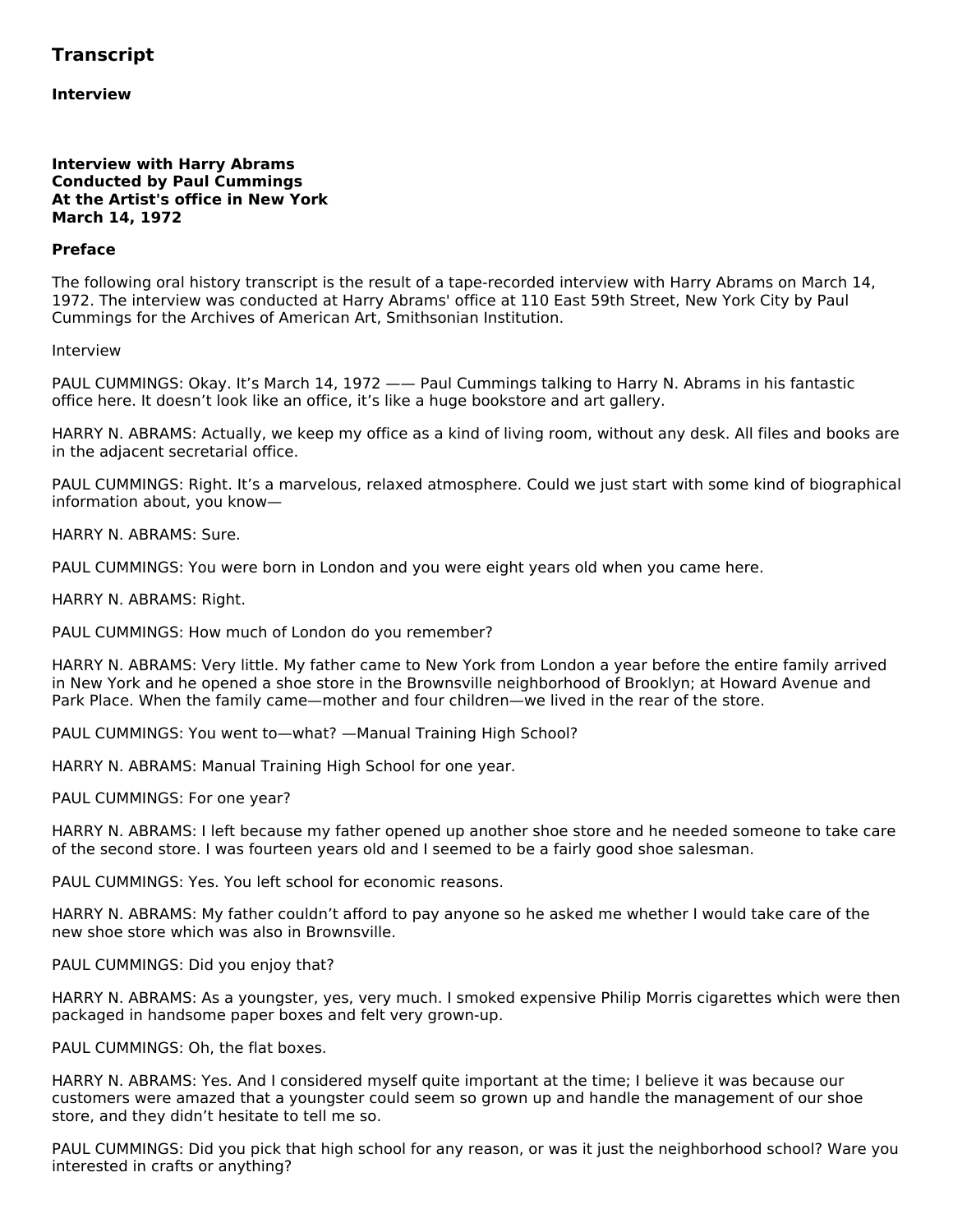## Transcript

### Interview

**Interview with Harry Abrams**
**Conducted by Paul Cummings**
**At the Artist's office in New York**
**March 14, 1972**

### Preface

The following oral history transcript is the result of a tape-recorded interview with Harry Abrams on March 14, 1972. The interview was conducted at Harry Abrams' office at 110 East 59th Street, New York City by Paul Cummings for the Archives of American Art, Smithsonian Institution.

Interview

PAUL CUMMINGS: Okay. It's March 14, 1972 —— Paul Cummings talking to Harry N. Abrams in his fantastic office here. It doesn't look like an office, it's like a huge bookstore and art gallery.

HARRY N. ABRAMS: Actually, we keep my office as a kind of living room, without any desk. All files and books are in the adjacent secretarial office.

PAUL CUMMINGS: Right. It's a marvelous, relaxed atmosphere. Could we just start with some kind of biographical information about, you know—

HARRY N. ABRAMS: Sure.

PAUL CUMMINGS: You were born in London and you were eight years old when you came here.

HARRY N. ABRAMS: Right.

PAUL CUMMINGS: How much of London do you remember?

HARRY N. ABRAMS: Very little. My father came to New York from London a year before the entire family arrived in New York and he opened a shoe store in the Brownsville neighborhood of Brooklyn; at Howard Avenue and Park Place. When the family came—mother and four children—we lived in the rear of the store.

PAUL CUMMINGS: You went to—what? —Manual Training High School?

HARRY N. ABRAMS: Manual Training High School for one year.

PAUL CUMMINGS: For one year?

HARRY N. ABRAMS: I left because my father opened up another shoe store and he needed someone to take care of the second store. I was fourteen years old and I seemed to be a fairly good shoe salesman.

PAUL CUMMINGS: Yes. You left school for economic reasons.

HARRY N. ABRAMS: My father couldn't afford to pay anyone so he asked me whether I would take care of the new shoe store which was also in Brownsville.

PAUL CUMMINGS: Did you enjoy that?

HARRY N. ABRAMS: As a youngster, yes, very much. I smoked expensive Philip Morris cigarettes which were then packaged in handsome paper boxes and felt very grown-up.

PAUL CUMMINGS: Oh, the flat boxes.

HARRY N. ABRAMS: Yes. And I considered myself quite important at the time; I believe it was because our customers were amazed that a youngster could seem so grown up and handle the management of our shoe store, and they didn't hesitate to tell me so.

PAUL CUMMINGS: Did you pick that high school for any reason, or was it just the neighborhood school? Ware you interested in crafts or anything?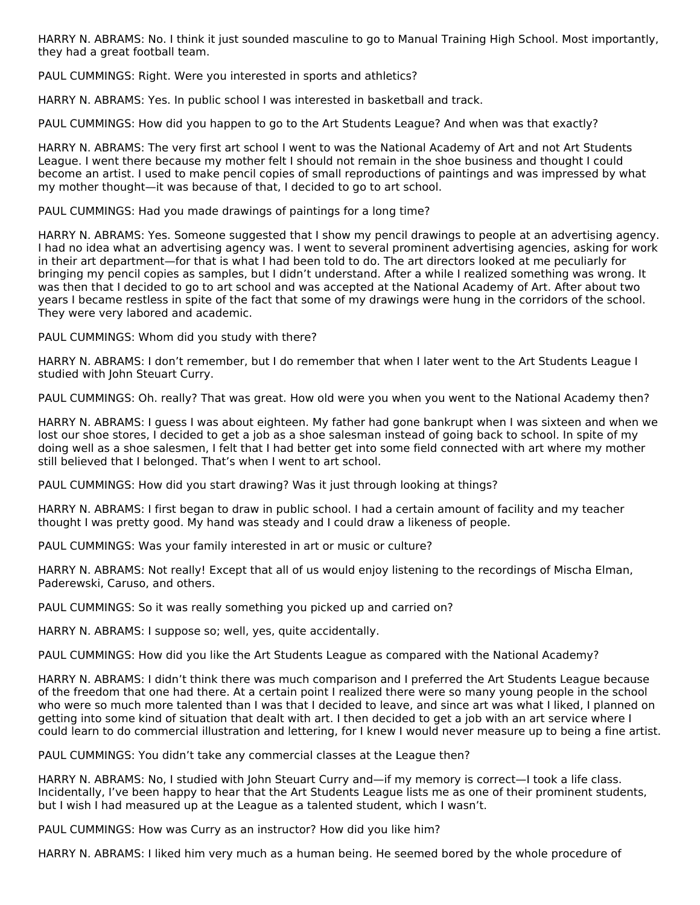HARRY N. ABRAMS: No. I think it just sounded masculine to go to Manual Training High School. Most importantly, they had a great football team.

PAUL CUMMINGS: Right. Were you interested in sports and athletics?

HARRY N. ABRAMS: Yes. In public school I was interested in basketball and track.

PAUL CUMMINGS: How did you happen to go to the Art Students League? And when was that exactly?

HARRY N. ABRAMS: The very first art school I went to was the National Academy of Art and not Art Students League. I went there because my mother felt I should not remain in the shoe business and thought I could become an artist. I used to make pencil copies of small reproductions of paintings and was impressed by what my mother thought—it was because of that, I decided to go to art school.

PAUL CUMMINGS: Had you made drawings of paintings for a long time?

HARRY N. ABRAMS: Yes. Someone suggested that I show my pencil drawings to people at an advertising agency. I had no idea what an advertising agency was. I went to several prominent advertising agencies, asking for work in their art department—for that is what I had been told to do. The art directors looked at me peculiarly for bringing my pencil copies as samples, but I didn't understand. After a while I realized something was wrong. It was then that I decided to go to art school and was accepted at the National Academy of Art. After about two years I became restless in spite of the fact that some of my drawings were hung in the corridors of the school. They were very labored and academic.

PAUL CUMMINGS: Whom did you study with there?

HARRY N. ABRAMS: I don't remember, but I do remember that when I later went to the Art Students League I studied with John Steuart Curry.

PAUL CUMMINGS: Oh. really? That was great. How old were you when you went to the National Academy then?

HARRY N. ABRAMS: I guess I was about eighteen. My father had gone bankrupt when I was sixteen and when we lost our shoe stores, I decided to get a job as a shoe salesman instead of going back to school. In spite of my doing well as a shoe salesmen, I felt that I had better get into some field connected with art where my mother still believed that I belonged. That's when I went to art school.

PAUL CUMMINGS: How did you start drawing? Was it just through looking at things?

HARRY N. ABRAMS: I first began to draw in public school. I had a certain amount of facility and my teacher thought I was pretty good. My hand was steady and I could draw a likeness of people.

PAUL CUMMINGS: Was your family interested in art or music or culture?

HARRY N. ABRAMS: Not really! Except that all of us would enjoy listening to the recordings of Mischa Elman, Paderewski, Caruso, and others.

PAUL CUMMINGS: So it was really something you picked up and carried on?

HARRY N. ABRAMS: I suppose so; well, yes, quite accidentally.

PAUL CUMMINGS: How did you like the Art Students League as compared with the National Academy?

HARRY N. ABRAMS: I didn't think there was much comparison and I preferred the Art Students League because of the freedom that one had there. At a certain point I realized there were so many young people in the school who were so much more talented than I was that I decided to leave, and since art was what I liked, I planned on getting into some kind of situation that dealt with art. I then decided to get a job with an art service where I could learn to do commercial illustration and lettering, for I knew I would never measure up to being a fine artist.

PAUL CUMMINGS: You didn't take any commercial classes at the League then?

HARRY N. ABRAMS: No, I studied with John Steuart Curry and—if my memory is correct—I took a life class. Incidentally, I've been happy to hear that the Art Students League lists me as one of their prominent students, but I wish I had measured up at the League as a talented student, which I wasn't.

PAUL CUMMINGS: How was Curry as an instructor? How did you like him?

HARRY N. ABRAMS: I liked him very much as a human being. He seemed bored by the whole procedure of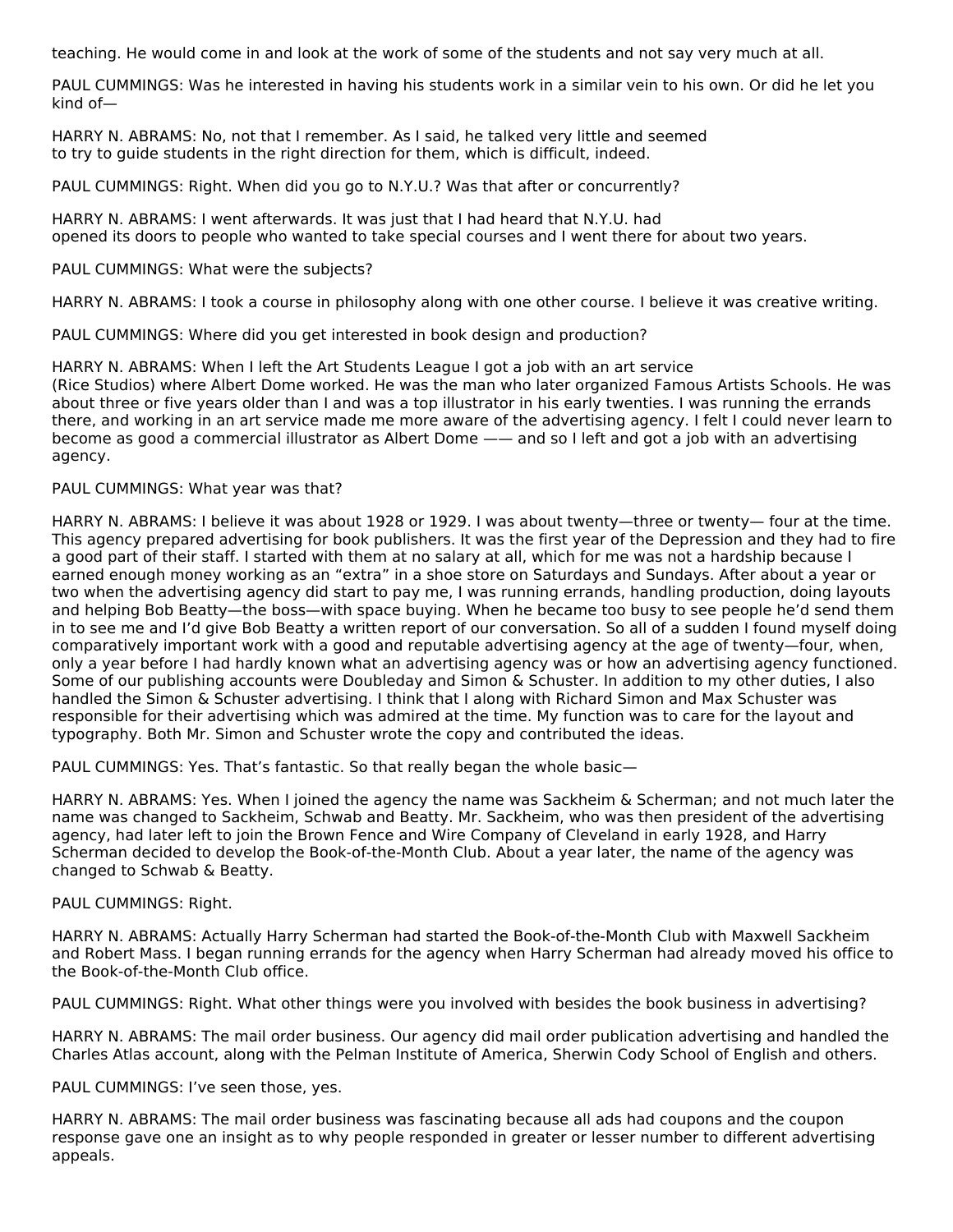teaching. He would come in and look at the work of some of the students and not say very much at all.

PAUL CUMMINGS: Was he interested in having his students work in a similar vein to his own. Or did he let you kind of—

HARRY N. ABRAMS: No, not that I remember. As I said, he talked very little and seemed to try to guide students in the right direction for them, which is difficult, indeed.

PAUL CUMMINGS: Right. When did you go to N.Y.U.? Was that after or concurrently?

HARRY N. ABRAMS: I went afterwards. It was just that I had heard that N.Y.U. had opened its doors to people who wanted to take special courses and I went there for about two years.

PAUL CUMMINGS: What were the subjects?

HARRY N. ABRAMS: I took a course in philosophy along with one other course. I believe it was creative writing.

PAUL CUMMINGS: Where did you get interested in book design and production?

HARRY N. ABRAMS: When I left the Art Students League I got a job with an art service (Rice Studios) where Albert Dome worked. He was the man who later organized Famous Artists Schools. He was about three or five years older than I and was a top illustrator in his early twenties. I was running the errands there, and working in an art service made me more aware of the advertising agency. I felt I could never learn to become as good a commercial illustrator as Albert Dome —— and so I left and got a job with an advertising agency.

PAUL CUMMINGS: What year was that?

HARRY N. ABRAMS: I believe it was about 1928 or 1929. I was about twenty—three or twenty— four at the time. This agency prepared advertising for book publishers. It was the first year of the Depression and they had to fire a good part of their staff. I started with them at no salary at all, which for me was not a hardship because I earned enough money working as an "extra" in a shoe store on Saturdays and Sundays. After about a year or two when the advertising agency did start to pay me, I was running errands, handling production, doing layouts and helping Bob Beatty—the boss—with space buying. When he became too busy to see people he'd send them in to see me and I'd give Bob Beatty a written report of our conversation. So all of a sudden I found myself doing comparatively important work with a good and reputable advertising agency at the age of twenty—four, when, only a year before I had hardly known what an advertising agency was or how an advertising agency functioned. Some of our publishing accounts were Doubleday and Simon & Schuster. In addition to my other duties, I also handled the Simon & Schuster advertising. I think that I along with Richard Simon and Max Schuster was responsible for their advertising which was admired at the time. My function was to care for the layout and typography. Both Mr. Simon and Schuster wrote the copy and contributed the ideas.

PAUL CUMMINGS: Yes. That's fantastic. So that really began the whole basic—

HARRY N. ABRAMS: Yes. When I joined the agency the name was Sackheim & Scherman; and not much later the name was changed to Sackheim, Schwab and Beatty. Mr. Sackheim, who was then president of the advertising agency, had later left to join the Brown Fence and Wire Company of Cleveland in early 1928, and Harry Scherman decided to develop the Book-of-the-Month Club. About a year later, the name of the agency was changed to Schwab & Beatty.

PAUL CUMMINGS: Right.

HARRY N. ABRAMS: Actually Harry Scherman had started the Book-of-the-Month Club with Maxwell Sackheim and Robert Mass. I began running errands for the agency when Harry Scherman had already moved his office to the Book-of-the-Month Club office.

PAUL CUMMINGS: Right. What other things were you involved with besides the book business in advertising?

HARRY N. ABRAMS: The mail order business. Our agency did mail order publication advertising and handled the Charles Atlas account, along with the Pelman Institute of America, Sherwin Cody School of English and others.

PAUL CUMMINGS: I've seen those, yes.

HARRY N. ABRAMS: The mail order business was fascinating because all ads had coupons and the coupon response gave one an insight as to why people responded in greater or lesser number to different advertising appeals.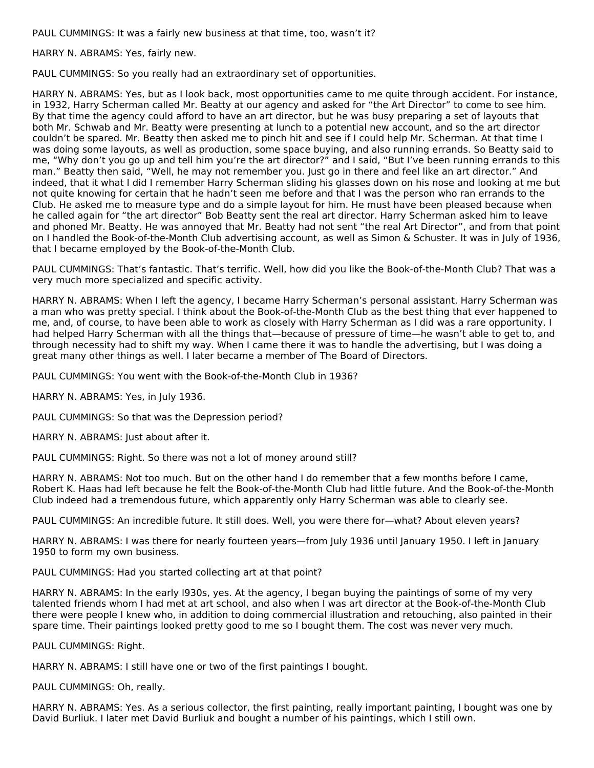PAUL CUMMINGS: It was a fairly new business at that time, too, wasn't it?

HARRY N. ABRAMS: Yes, fairly new.

PAUL CUMMINGS: So you really had an extraordinary set of opportunities.

HARRY N. ABRAMS: Yes, but as I look back, most opportunities came to me quite through accident. For instance, in 1932, Harry Scherman called Mr. Beatty at our agency and asked for "the Art Director" to come to see him. By that time the agency could afford to have an art director, but he was busy preparing a set of layouts that both Mr. Schwab and Mr. Beatty were presenting at lunch to a potential new account, and so the art director couldn't be spared. Mr. Beatty then asked me to pinch hit and see if I could help Mr. Scherman. At that time I was doing some layouts, as well as production, some space buying, and also running errands. So Beatty said to me, "Why don't you go up and tell him you're the art director?" and I said, "But I've been running errands to this man." Beatty then said, "Well, he may not remember you. Just go in there and feel like an art director." And indeed, that it what I did I remember Harry Scherman sliding his glasses down on his nose and looking at me but not quite knowing for certain that he hadn't seen me before and that I was the person who ran errands to the Club. He asked me to measure type and do a simple layout for him. He must have been pleased because when he called again for "the art director" Bob Beatty sent the real art director. Harry Scherman asked him to leave and phoned Mr. Beatty. He was annoyed that Mr. Beatty had not sent "the real Art Director", and from that point on I handled the Book-of-the-Month Club advertising account, as well as Simon & Schuster. It was in July of 1936, that I became employed by the Book-of-the-Month Club.

PAUL CUMMINGS: That's fantastic. That's terrific. Well, how did you like the Book-of-the-Month Club? That was a very much more specialized and specific activity.

HARRY N. ABRAMS: When I left the agency, I became Harry Scherman's personal assistant. Harry Scherman was a man who was pretty special. I think about the Book-of-the-Month Club as the best thing that ever happened to me, and, of course, to have been able to work as closely with Harry Scherman as I did was a rare opportunity. I had helped Harry Scherman with all the things that—because of pressure of time—he wasn't able to get to, and through necessity had to shift my way. When I came there it was to handle the advertising, but I was doing a great many other things as well. I later became a member of The Board of Directors.

PAUL CUMMINGS: You went with the Book-of-the-Month Club in 1936?

HARRY N. ABRAMS: Yes, in July 1936.

PAUL CUMMINGS: So that was the Depression period?

HARRY N. ABRAMS: Just about after it.

PAUL CUMMINGS: Right. So there was not a lot of money around still?

HARRY N. ABRAMS: Not too much. But on the other hand I do remember that a few months before I came, Robert K. Haas had left because he felt the Book-of-the-Month Club had little future. And the Book-of-the-Month Club indeed had a tremendous future, which apparently only Harry Scherman was able to clearly see.

PAUL CUMMINGS: An incredible future. It still does. Well, you were there for—what? About eleven years?

HARRY N. ABRAMS: I was there for nearly fourteen years—from July 1936 until January 1950. I left in January 1950 to form my own business.

PAUL CUMMINGS: Had you started collecting art at that point?

HARRY N. ABRAMS: In the early l930s, yes. At the agency, I began buying the paintings of some of my very talented friends whom I had met at art school, and also when I was art director at the Book-of-the-Month Club there were people I knew who, in addition to doing commercial illustration and retouching, also painted in their spare time. Their paintings looked pretty good to me so I bought them. The cost was never very much.

PAUL CUMMINGS: Right.

HARRY N. ABRAMS: I still have one or two of the first paintings I bought.

PAUL CUMMINGS: Oh, really.

HARRY N. ABRAMS: Yes. As a serious collector, the first painting, really important painting, I bought was one by David Burliuk. I later met David Burliuk and bought a number of his paintings, which I still own.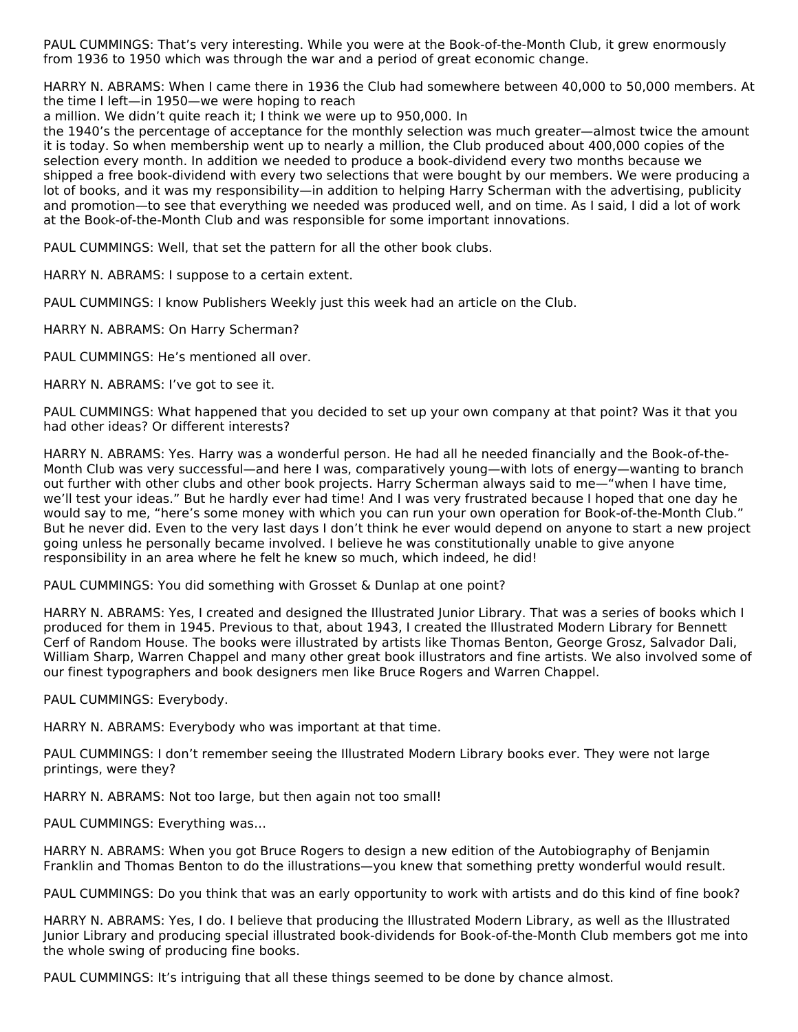PAUL CUMMINGS: That's very interesting. While you were at the Book-of-the-Month Club, it grew enormously from 1936 to 1950 which was through the war and a period of great economic change.

HARRY N. ABRAMS: When I came there in 1936 the Club had somewhere between 40,000 to 50,000 members. At the time I left—in 1950—we were hoping to reach a million. We didn't quite reach it; I think we were up to 950,000. In the 1940's the percentage of acceptance for the monthly selection was much greater—almost twice the amount it is today. So when membership went up to nearly a million, the Club produced about 400,000 copies of the selection every month. In addition we needed to produce a book-dividend every two months because we shipped a free book-dividend with every two selections that were bought by our members. We were producing a lot of books, and it was my responsibility—in addition to helping Harry Scherman with the advertising, publicity and promotion—to see that everything we needed was produced well, and on time. As I said, I did a lot of work at the Book-of-the-Month Club and was responsible for some important innovations.

PAUL CUMMINGS: Well, that set the pattern for all the other book clubs.

HARRY N. ABRAMS: I suppose to a certain extent.

PAUL CUMMINGS: I know Publishers Weekly just this week had an article on the Club.

HARRY N. ABRAMS: On Harry Scherman?

PAUL CUMMINGS: He's mentioned all over.

HARRY N. ABRAMS: I've got to see it.

PAUL CUMMINGS: What happened that you decided to set up your own company at that point? Was it that you had other ideas? Or different interests?

HARRY N. ABRAMS: Yes. Harry was a wonderful person. He had all he needed financially and the Book-of-the-Month Club was very successful—and here I was, comparatively young—with lots of energy—wanting to branch out further with other clubs and other book projects. Harry Scherman always said to me—"when I have time, we'll test your ideas." But he hardly ever had time! And I was very frustrated because I hoped that one day he would say to me, "here's some money with which you can run your own operation for Book-of-the-Month Club." But he never did. Even to the very last days I don't think he ever would depend on anyone to start a new project going unless he personally became involved. I believe he was constitutionally unable to give anyone responsibility in an area where he felt he knew so much, which indeed, he did!

PAUL CUMMINGS: You did something with Grosset & Dunlap at one point?

HARRY N. ABRAMS: Yes, I created and designed the Illustrated Junior Library. That was a series of books which I produced for them in 1945. Previous to that, about 1943, I created the Illustrated Modern Library for Bennett Cerf of Random House. The books were illustrated by artists like Thomas Benton, George Grosz, Salvador Dali, William Sharp, Warren Chappel and many other great book illustrators and fine artists. We also involved some of our finest typographers and book designers men like Bruce Rogers and Warren Chappel.

PAUL CUMMINGS: Everybody.

HARRY N. ABRAMS: Everybody who was important at that time.

PAUL CUMMINGS: I don't remember seeing the Illustrated Modern Library books ever. They were not large printings, were they?

HARRY N. ABRAMS: Not too large, but then again not too small!

PAUL CUMMINGS: Everything was…

HARRY N. ABRAMS: When you got Bruce Rogers to design a new edition of the Autobiography of Benjamin Franklin and Thomas Benton to do the illustrations—you knew that something pretty wonderful would result.

PAUL CUMMINGS: Do you think that was an early opportunity to work with artists and do this kind of fine book?

HARRY N. ABRAMS: Yes, I do. I believe that producing the Illustrated Modern Library, as well as the Illustrated Junior Library and producing special illustrated book-dividends for Book-of-the-Month Club members got me into the whole swing of producing fine books.

PAUL CUMMINGS: It's intriguing that all these things seemed to be done by chance almost.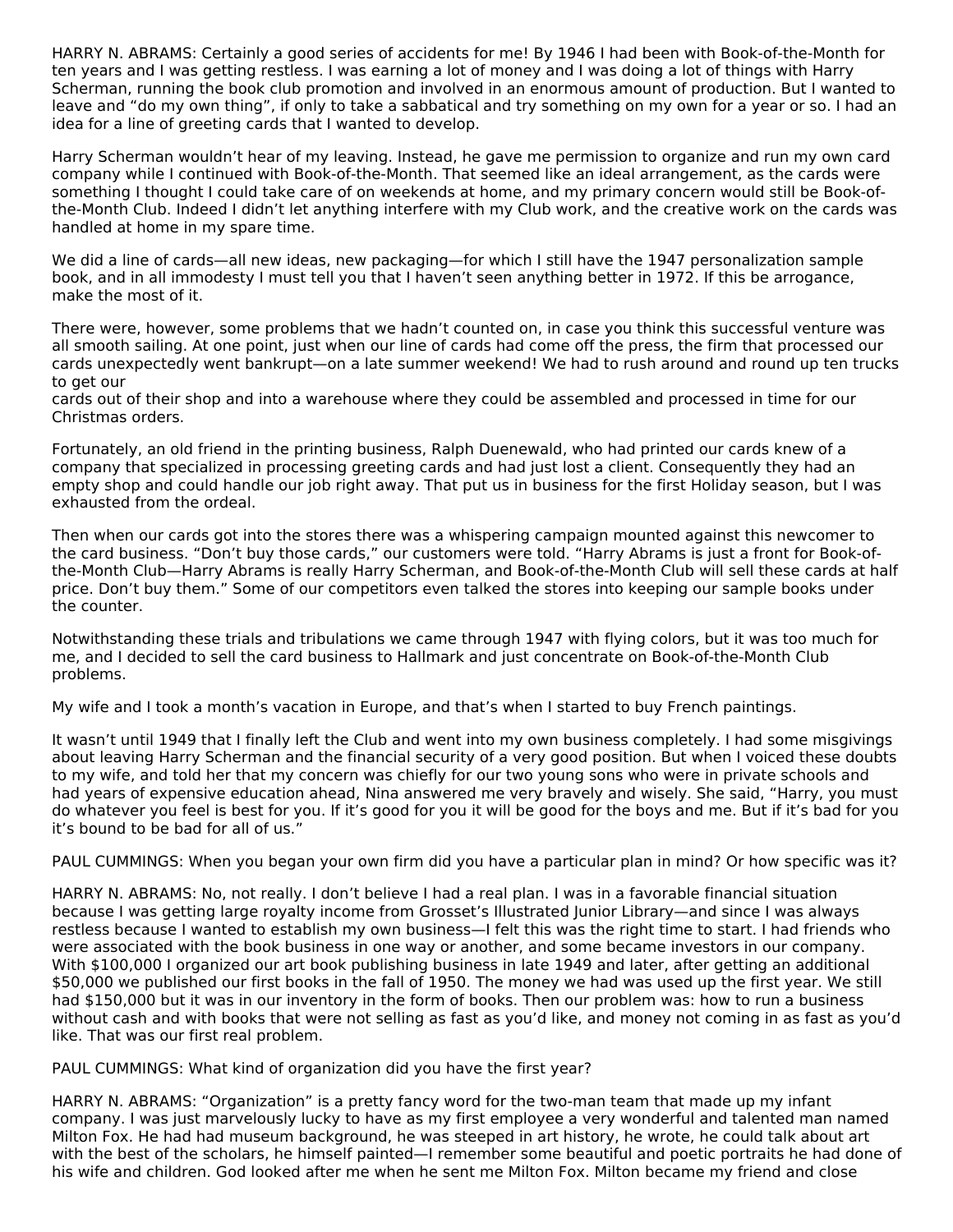HARRY N. ABRAMS: Certainly a good series of accidents for me! By 1946 I had been with Book-of-the-Month for ten years and I was getting restless. I was earning a lot of money and I was doing a lot of things with Harry Scherman, running the book club promotion and involved in an enormous amount of production. But I wanted to leave and "do my own thing", if only to take a sabbatical and try something on my own for a year or so. I had an idea for a line of greeting cards that I wanted to develop.

Harry Scherman wouldn't hear of my leaving. Instead, he gave me permission to organize and run my own card company while I continued with Book-of-the-Month. That seemed like an ideal arrangement, as the cards were something I thought I could take care of on weekends at home, and my primary concern would still be Book-of-the-Month Club. Indeed I didn't let anything interfere with my Club work, and the creative work on the cards was handled at home in my spare time.

We did a line of cards—all new ideas, new packaging—for which I still have the 1947 personalization sample book, and in all immodesty I must tell you that I haven't seen anything better in 1972. If this be arrogance, make the most of it.

There were, however, some problems that we hadn't counted on, in case you think this successful venture was all smooth sailing. At one point, just when our line of cards had come off the press, the firm that processed our cards unexpectedly went bankrupt—on a late summer weekend! We had to rush around and round up ten trucks to get our cards out of their shop and into a warehouse where they could be assembled and processed in time for our Christmas orders.

Fortunately, an old friend in the printing business, Ralph Duenewald, who had printed our cards knew of a company that specialized in processing greeting cards and had just lost a client. Consequently they had an empty shop and could handle our job right away. That put us in business for the first Holiday season, but I was exhausted from the ordeal.

Then when our cards got into the stores there was a whispering campaign mounted against this newcomer to the card business. "Don't buy those cards," our customers were told. "Harry Abrams is just a front for Book-of-the-Month Club—Harry Abrams is really Harry Scherman, and Book-of-the-Month Club will sell these cards at half price. Don't buy them." Some of our competitors even talked the stores into keeping our sample books under the counter.

Notwithstanding these trials and tribulations we came through 1947 with flying colors, but it was too much for me, and I decided to sell the card business to Hallmark and just concentrate on Book-of-the-Month Club problems.

My wife and I took a month's vacation in Europe, and that's when I started to buy French paintings.

It wasn't until 1949 that I finally left the Club and went into my own business completely. I had some misgivings about leaving Harry Scherman and the financial security of a very good position. But when I voiced these doubts to my wife, and told her that my concern was chiefly for our two young sons who were in private schools and had years of expensive education ahead, Nina answered me very bravely and wisely. She said, "Harry, you must do whatever you feel is best for you. If it's good for you it will be good for the boys and me. But if it's bad for you it's bound to be bad for all of us."

PAUL CUMMINGS: When you began your own firm did you have a particular plan in mind? Or how specific was it?

HARRY N. ABRAMS: No, not really. I don't believe I had a real plan. I was in a favorable financial situation because I was getting large royalty income from Grosset's Illustrated Junior Library—and since I was always restless because I wanted to establish my own business—I felt this was the right time to start. I had friends who were associated with the book business in one way or another, and some became investors in our company. With $100,000 I organized our art book publishing business in late 1949 and later, after getting an additional $50,000 we published our first books in the fall of 1950. The money we had was used up the first year. We still had $150,000 but it was in our inventory in the form of books. Then our problem was: how to run a business without cash and with books that were not selling as fast as you'd like, and money not coming in as fast as you'd like. That was our first real problem.

PAUL CUMMINGS: What kind of organization did you have the first year?

HARRY N. ABRAMS: "Organization" is a pretty fancy word for the two-man team that made up my infant company. I was just marvelously lucky to have as my first employee a very wonderful and talented man named Milton Fox. He had had museum background, he was steeped in art history, he wrote, he could talk about art with the best of the scholars, he himself painted—I remember some beautiful and poetic portraits he had done of his wife and children. God looked after me when he sent me Milton Fox. Milton became my friend and close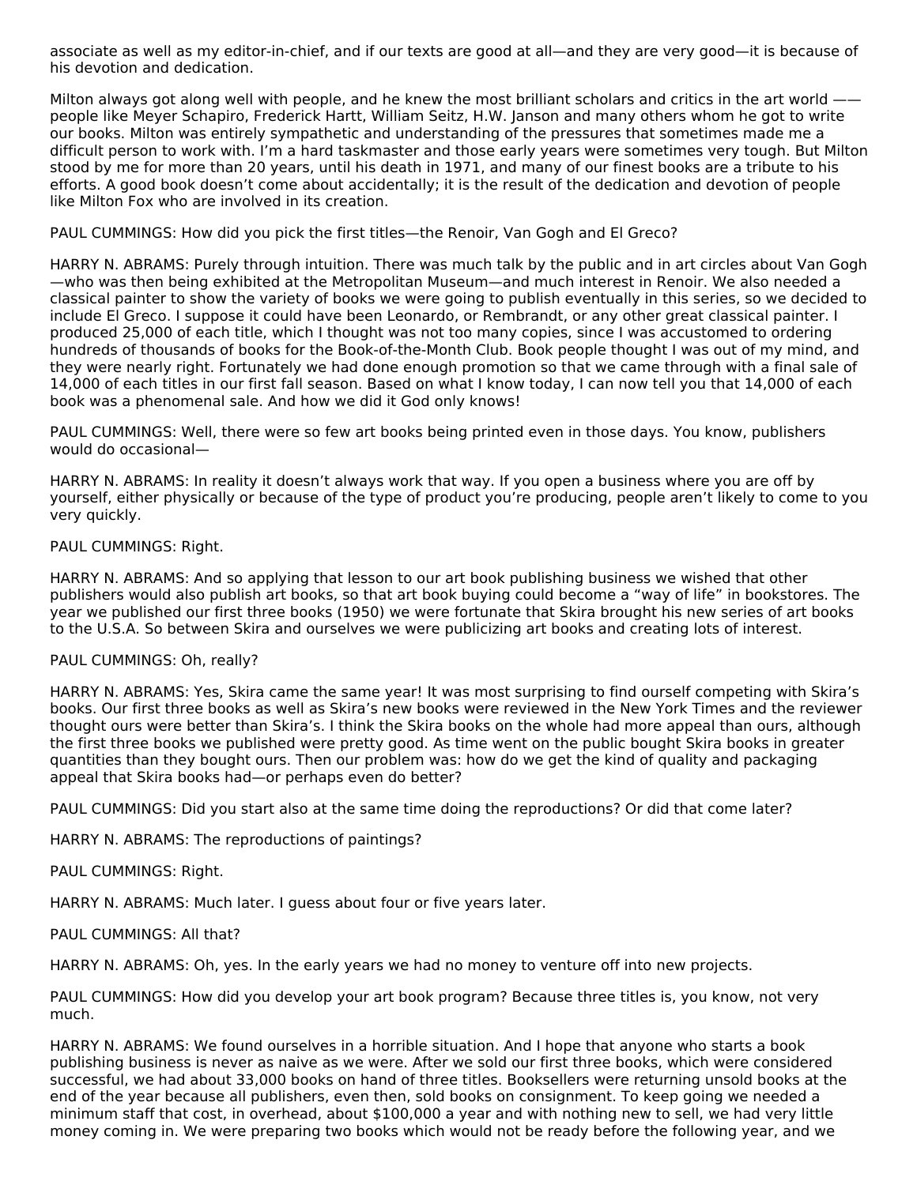associate as well as my editor-in-chief, and if our texts are good at all—and they are very good—it is because of his devotion and dedication.

Milton always got along well with people, and he knew the most brilliant scholars and critics in the art world —— people like Meyer Schapiro, Frederick Hartt, William Seitz, H.W. Janson and many others whom he got to write our books. Milton was entirely sympathetic and understanding of the pressures that sometimes made me a difficult person to work with. I'm a hard taskmaster and those early years were sometimes very tough. But Milton stood by me for more than 20 years, until his death in 1971, and many of our finest books are a tribute to his efforts. A good book doesn't come about accidentally; it is the result of the dedication and devotion of people like Milton Fox who are involved in its creation.

PAUL CUMMINGS: How did you pick the first titles—the Renoir, Van Gogh and El Greco?

HARRY N. ABRAMS: Purely through intuition. There was much talk by the public and in art circles about Van Gogh—who was then being exhibited at the Metropolitan Museum—and much interest in Renoir. We also needed a classical painter to show the variety of books we were going to publish eventually in this series, so we decided to include El Greco. I suppose it could have been Leonardo, or Rembrandt, or any other great classical painter. I produced 25,000 of each title, which I thought was not too many copies, since I was accustomed to ordering hundreds of thousands of books for the Book-of-the-Month Club. Book people thought I was out of my mind, and they were nearly right. Fortunately we had done enough promotion so that we came through with a final sale of 14,000 of each titles in our first fall season. Based on what I know today, I can now tell you that 14,000 of each book was a phenomenal sale. And how we did it God only knows!

PAUL CUMMINGS: Well, there were so few art books being printed even in those days. You know, publishers would do occasional—

HARRY N. ABRAMS: In reality it doesn't always work that way. If you open a business where you are off by yourself, either physically or because of the type of product you're producing, people aren't likely to come to you very quickly.

PAUL CUMMINGS: Right.

HARRY N. ABRAMS: And so applying that lesson to our art book publishing business we wished that other publishers would also publish art books, so that art book buying could become a "way of life" in bookstores. The year we published our first three books (1950) we were fortunate that Skira brought his new series of art books to the U.S.A. So between Skira and ourselves we were publicizing art books and creating lots of interest.

PAUL CUMMINGS: Oh, really?

HARRY N. ABRAMS: Yes, Skira came the same year! It was most surprising to find ourself competing with Skira's books. Our first three books as well as Skira's new books were reviewed in the New York Times and the reviewer thought ours were better than Skira's. I think the Skira books on the whole had more appeal than ours, although the first three books we published were pretty good. As time went on the public bought Skira books in greater quantities than they bought ours. Then our problem was: how do we get the kind of quality and packaging appeal that Skira books had—or perhaps even do better?

PAUL CUMMINGS: Did you start also at the same time doing the reproductions? Or did that come later?

HARRY N. ABRAMS: The reproductions of paintings?

PAUL CUMMINGS: Right.

HARRY N. ABRAMS: Much later. I guess about four or five years later.

PAUL CUMMINGS: All that?

HARRY N. ABRAMS: Oh, yes. In the early years we had no money to venture off into new projects.

PAUL CUMMINGS: How did you develop your art book program? Because three titles is, you know, not very much.

HARRY N. ABRAMS: We found ourselves in a horrible situation. And I hope that anyone who starts a book publishing business is never as naive as we were. After we sold our first three books, which were considered successful, we had about 33,000 books on hand of three titles. Booksellers were returning unsold books at the end of the year because all publishers, even then, sold books on consignment. To keep going we needed a minimum staff that cost, in overhead, about $100,000 a year and with nothing new to sell, we had very little money coming in. We were preparing two books which would not be ready before the following year, and we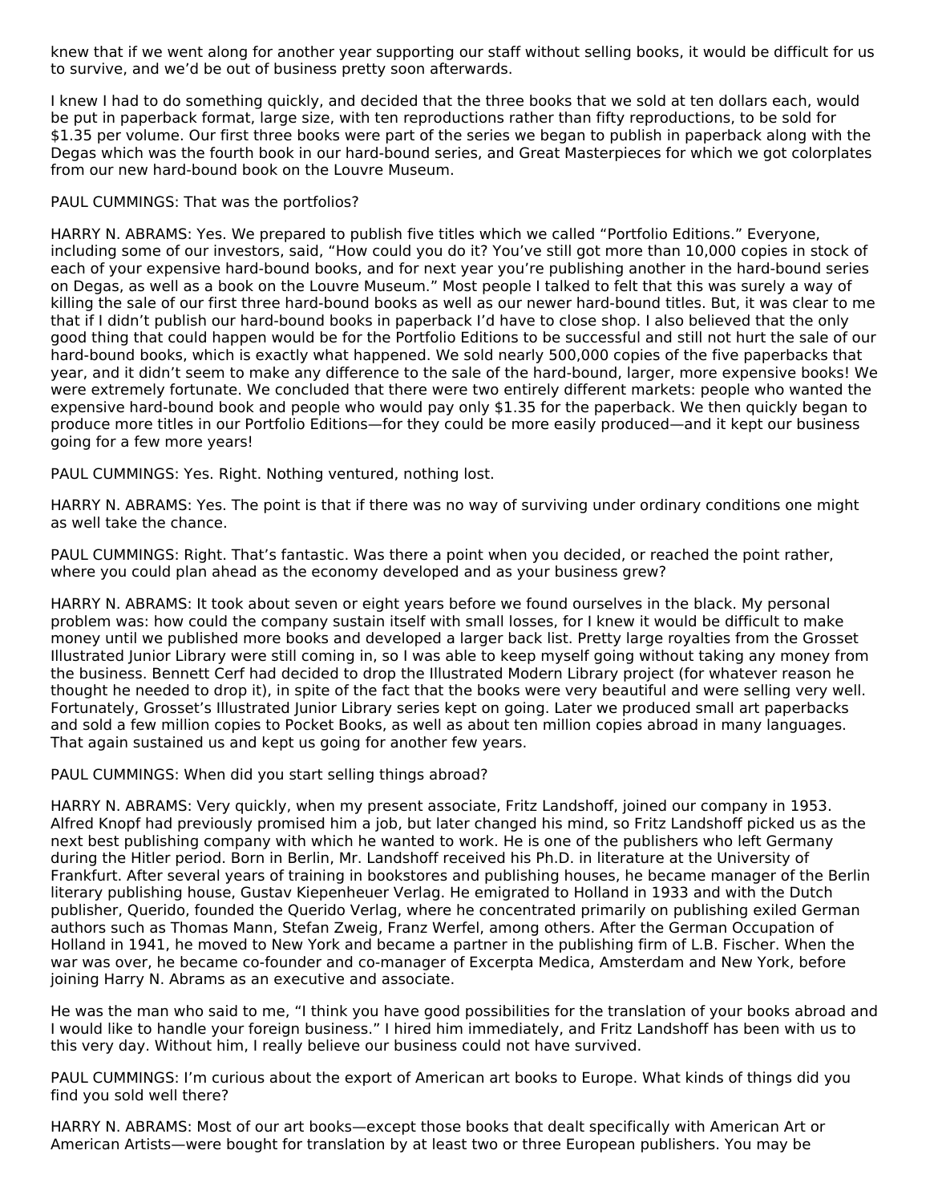knew that if we went along for another year supporting our staff without selling books, it would be difficult for us to survive, and we'd be out of business pretty soon afterwards.

I knew I had to do something quickly, and decided that the three books that we sold at ten dollars each, would be put in paperback format, large size, with ten reproductions rather than fifty reproductions, to be sold for $1.35 per volume. Our first three books were part of the series we began to publish in paperback along with the Degas which was the fourth book in our hard-bound series, and Great Masterpieces for which we got colorplates from our new hard-bound book on the Louvre Museum.

PAUL CUMMINGS: That was the portfolios?

HARRY N. ABRAMS: Yes. We prepared to publish five titles which we called "Portfolio Editions." Everyone, including some of our investors, said, "How could you do it? You've still got more than 10,000 copies in stock of each of your expensive hard-bound books, and for next year you're publishing another in the hard-bound series on Degas, as well as a book on the Louvre Museum." Most people I talked to felt that this was surely a way of killing the sale of our first three hard-bound books as well as our newer hard-bound titles. But, it was clear to me that if I didn't publish our hard-bound books in paperback I'd have to close shop. I also believed that the only good thing that could happen would be for the Portfolio Editions to be successful and still not hurt the sale of our hard-bound books, which is exactly what happened. We sold nearly 500,000 copies of the five paperbacks that year, and it didn't seem to make any difference to the sale of the hard-bound, larger, more expensive books! We were extremely fortunate. We concluded that there were two entirely different markets: people who wanted the expensive hard-bound book and people who would pay only $1.35 for the paperback. We then quickly began to produce more titles in our Portfolio Editions—for they could be more easily produced—and it kept our business going for a few more years!

PAUL CUMMINGS: Yes. Right. Nothing ventured, nothing lost.

HARRY N. ABRAMS: Yes. The point is that if there was no way of surviving under ordinary conditions one might as well take the chance.

PAUL CUMMINGS: Right. That's fantastic. Was there a point when you decided, or reached the point rather, where you could plan ahead as the economy developed and as your business grew?

HARRY N. ABRAMS: It took about seven or eight years before we found ourselves in the black. My personal problem was: how could the company sustain itself with small losses, for I knew it would be difficult to make money until we published more books and developed a larger back list. Pretty large royalties from the Grosset Illustrated Junior Library were still coming in, so I was able to keep myself going without taking any money from the business. Bennett Cerf had decided to drop the Illustrated Modern Library project (for whatever reason he thought he needed to drop it), in spite of the fact that the books were very beautiful and were selling very well. Fortunately, Grosset's Illustrated Junior Library series kept on going. Later we produced small art paperbacks and sold a few million copies to Pocket Books, as well as about ten million copies abroad in many languages. That again sustained us and kept us going for another few years.

PAUL CUMMINGS: When did you start selling things abroad?

HARRY N. ABRAMS: Very quickly, when my present associate, Fritz Landshoff, joined our company in 1953. Alfred Knopf had previously promised him a job, but later changed his mind, so Fritz Landshoff picked us as the next best publishing company with which he wanted to work. He is one of the publishers who left Germany during the Hitler period. Born in Berlin, Mr. Landshoff received his Ph.D. in literature at the University of Frankfurt. After several years of training in bookstores and publishing houses, he became manager of the Berlin literary publishing house, Gustav Kiepenheuer Verlag. He emigrated to Holland in 1933 and with the Dutch publisher, Querido, founded the Querido Verlag, where he concentrated primarily on publishing exiled German authors such as Thomas Mann, Stefan Zweig, Franz Werfel, among others. After the German Occupation of Holland in 1941, he moved to New York and became a partner in the publishing firm of L.B. Fischer. When the war was over, he became co-founder and co-manager of Excerpta Medica, Amsterdam and New York, before joining Harry N. Abrams as an executive and associate.

He was the man who said to me, "I think you have good possibilities for the translation of your books abroad and I would like to handle your foreign business." I hired him immediately, and Fritz Landshoff has been with us to this very day. Without him, I really believe our business could not have survived.

PAUL CUMMINGS: I'm curious about the export of American art books to Europe. What kinds of things did you find you sold well there?

HARRY N. ABRAMS: Most of our art books—except those books that dealt specifically with American Art or American Artists—were bought for translation by at least two or three European publishers. You may be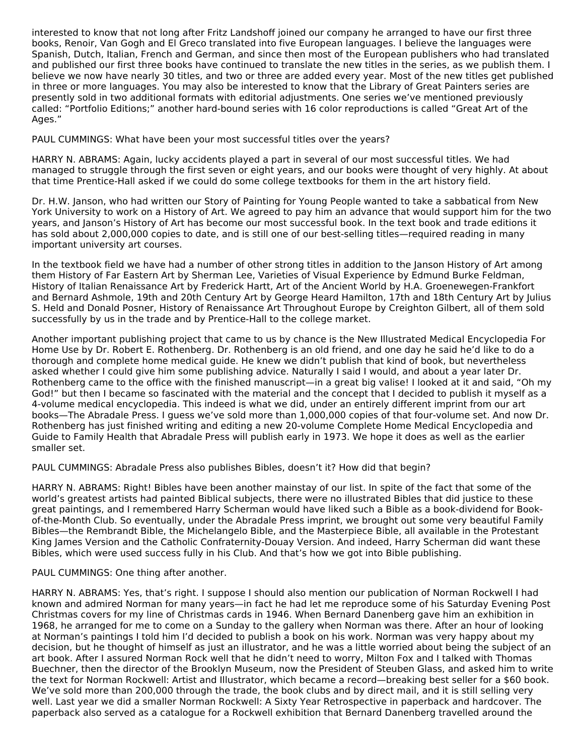interested to know that not long after Fritz Landshoff joined our company he arranged to have our first three books, Renoir, Van Gogh and El Greco translated into five European languages. I believe the languages were Spanish, Dutch, Italian, French and German, and since then most of the European publishers who had translated and published our first three books have continued to translate the new titles in the series, as we publish them. I believe we now have nearly 30 titles, and two or three are added every year. Most of the new titles get published in three or more languages. You may also be interested to know that the Library of Great Painters series are presently sold in two additional formats with editorial adjustments. One series we've mentioned previously called: "Portfolio Editions;" another hard-bound series with 16 color reproductions is called "Great Art of the Ages."

PAUL CUMMINGS: What have been your most successful titles over the years?

HARRY N. ABRAMS: Again, lucky accidents played a part in several of our most successful titles. We had managed to struggle through the first seven or eight years, and our books were thought of very highly. At about that time Prentice-Hall asked if we could do some college textbooks for them in the art history field.

Dr. H.W. Janson, who had written our Story of Painting for Young People wanted to take a sabbatical from New York University to work on a History of Art. We agreed to pay him an advance that would support him for the two years, and Janson's History of Art has become our most successful book. In the text book and trade editions it has sold about 2,000,000 copies to date, and is still one of our best-selling titles—required reading in many important university art courses.

In the textbook field we have had a number of other strong titles in addition to the Janson History of Art among them History of Far Eastern Art by Sherman Lee, Varieties of Visual Experience by Edmund Burke Feldman, History of Italian Renaissance Art by Frederick Hartt, Art of the Ancient World by H.A. Groenewegen-Frankfort and Bernard Ashmole, 19th and 20th Century Art by George Heard Hamilton, 17th and 18th Century Art by Julius S. Held and Donald Posner, History of Renaissance Art Throughout Europe by Creighton Gilbert, all of them sold successfully by us in the trade and by Prentice-Hall to the college market.

Another important publishing project that came to us by chance is the New Illustrated Medical Encyclopedia For Home Use by Dr. Robert E. Rothenberg. Dr. Rothenberg is an old friend, and one day he said he'd like to do a thorough and complete home medical guide. He knew we didn't publish that kind of book, but nevertheless asked whether I could give him some publishing advice. Naturally I said I would, and about a year later Dr. Rothenberg came to the office with the finished manuscript—in a great big valise! I looked at it and said, "Oh my God!" but then I became so fascinated with the material and the concept that I decided to publish it myself as a 4-volume medical encyclopedia. This indeed is what we did, under an entirely different imprint from our art books—The Abradale Press. I guess we've sold more than 1,000,000 copies of that four-volume set. And now Dr. Rothenberg has just finished writing and editing a new 20-volume Complete Home Medical Encyclopedia and Guide to Family Health that Abradale Press will publish early in 1973. We hope it does as well as the earlier smaller set.

PAUL CUMMINGS: Abradale Press also publishes Bibles, doesn't it? How did that begin?

HARRY N. ABRAMS: Right! Bibles have been another mainstay of our list. In spite of the fact that some of the world's greatest artists had painted Biblical subjects, there were no illustrated Bibles that did justice to these great paintings, and I remembered Harry Scherman would have liked such a Bible as a book-dividend for Book-of-the-Month Club. So eventually, under the Abradale Press imprint, we brought out some very beautiful Family Bibles—the Rembrandt Bible, the Michelangelo Bible, and the Masterpiece Bible, all available in the Protestant King James Version and the Catholic Confraternity-Douay Version. And indeed, Harry Scherman did want these Bibles, which were used success fully in his Club. And that's how we got into Bible publishing.

PAUL CUMMINGS: One thing after another.

HARRY N. ABRAMS: Yes, that's right. I suppose I should also mention our publication of Norman Rockwell I had known and admired Norman for many years—in fact he had let me reproduce some of his Saturday Evening Post Christmas covers for my line of Christmas cards in 1946. When Bernard Danenberg gave him an exhibition in 1968, he arranged for me to come on a Sunday to the gallery when Norman was there. After an hour of looking at Norman's paintings I told him I'd decided to publish a book on his work. Norman was very happy about my decision, but he thought of himself as just an illustrator, and he was a little worried about being the subject of an art book. After I assured Norman Rock well that he didn't need to worry, Milton Fox and I talked with Thomas Buechner, then the director of the Brooklyn Museum, now the President of Steuben Glass, and asked him to write the text for Norman Rockwell: Artist and Illustrator, which became a record—breaking best seller for a $60 book. We've sold more than 200,000 through the trade, the book clubs and by direct mail, and it is still selling very well. Last year we did a smaller Norman Rockwell: A Sixty Year Retrospective in paperback and hardcover. The paperback also served as a catalogue for a Rockwell exhibition that Bernard Danenberg travelled around the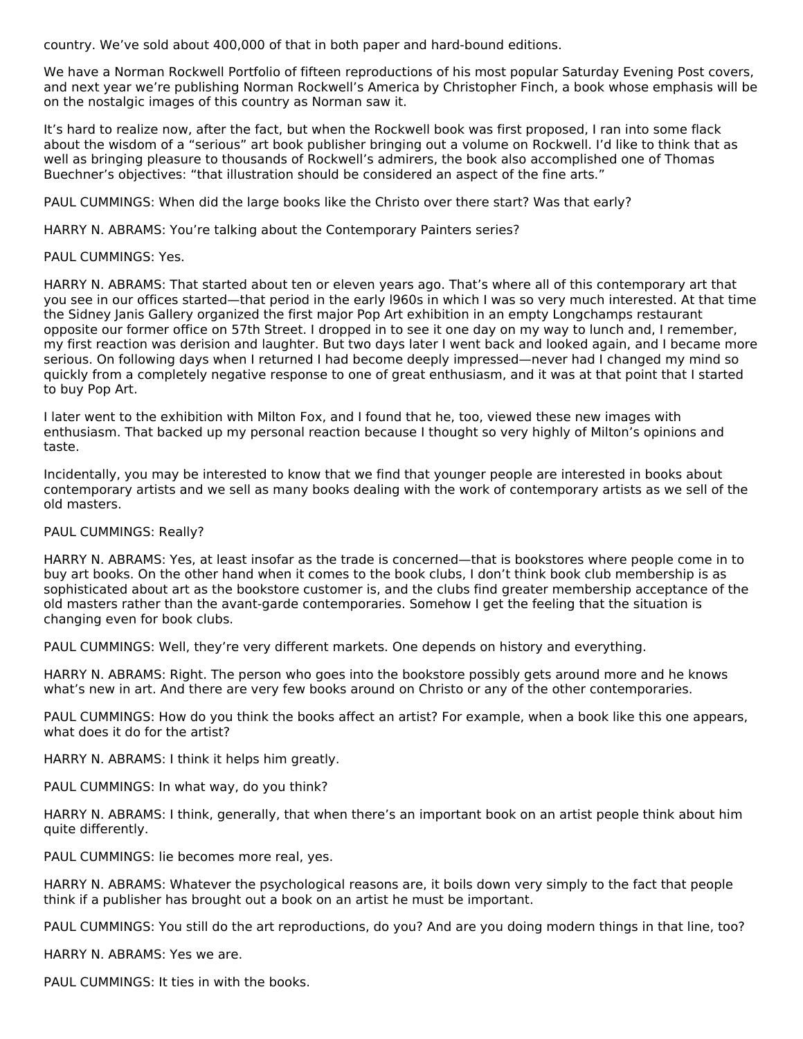country. We've sold about 400,000 of that in both paper and hard-bound editions.

We have a Norman Rockwell Portfolio of fifteen reproductions of his most popular Saturday Evening Post covers, and next year we're publishing Norman Rockwell's America by Christopher Finch, a book whose emphasis will be on the nostalgic images of this country as Norman saw it.

It's hard to realize now, after the fact, but when the Rockwell book was first proposed, I ran into some flack about the wisdom of a "serious" art book publisher bringing out a volume on Rockwell. I'd like to think that as well as bringing pleasure to thousands of Rockwell's admirers, the book also accomplished one of Thomas Buechner's objectives: "that illustration should be considered an aspect of the fine arts."

PAUL CUMMINGS: When did the large books like the Christo over there start? Was that early?

HARRY N. ABRAMS: You're talking about the Contemporary Painters series?

PAUL CUMMINGS: Yes.

HARRY N. ABRAMS: That started about ten or eleven years ago. That's where all of this contemporary art that you see in our offices started—that period in the early l960s in which I was so very much interested. At that time the Sidney Janis Gallery organized the first major Pop Art exhibition in an empty Longchamps restaurant opposite our former office on 57th Street. I dropped in to see it one day on my way to lunch and, I remember, my first reaction was derision and laughter. But two days later I went back and looked again, and I became more serious. On following days when I returned I had become deeply impressed—never had I changed my mind so quickly from a completely negative response to one of great enthusiasm, and it was at that point that I started to buy Pop Art.

I later went to the exhibition with Milton Fox, and I found that he, too, viewed these new images with enthusiasm. That backed up my personal reaction because I thought so very highly of Milton's opinions and taste.

Incidentally, you may be interested to know that we find that younger people are interested in books about contemporary artists and we sell as many books dealing with the work of contemporary artists as we sell of the old masters.

PAUL CUMMINGS: Really?

HARRY N. ABRAMS: Yes, at least insofar as the trade is concerned—that is bookstores where people come in to buy art books. On the other hand when it comes to the book clubs, I don't think book club membership is as sophisticated about art as the bookstore customer is, and the clubs find greater membership acceptance of the old masters rather than the avant-garde contemporaries. Somehow I get the feeling that the situation is changing even for book clubs.

PAUL CUMMINGS: Well, they're very different markets. One depends on history and everything.

HARRY N. ABRAMS: Right. The person who goes into the bookstore possibly gets around more and he knows what's new in art. And there are very few books around on Christo or any of the other contemporaries.

PAUL CUMMINGS: How do you think the books affect an artist? For example, when a book like this one appears, what does it do for the artist?

HARRY N. ABRAMS: I think it helps him greatly.

PAUL CUMMINGS: In what way, do you think?

HARRY N. ABRAMS: I think, generally, that when there's an important book on an artist people think about him quite differently.

PAUL CUMMINGS: lie becomes more real, yes.

HARRY N. ABRAMS: Whatever the psychological reasons are, it boils down very simply to the fact that people think if a publisher has brought out a book on an artist he must be important.

PAUL CUMMINGS: You still do the art reproductions, do you? And are you doing modern things in that line, too?

HARRY N. ABRAMS: Yes we are.

PAUL CUMMINGS: It ties in with the books.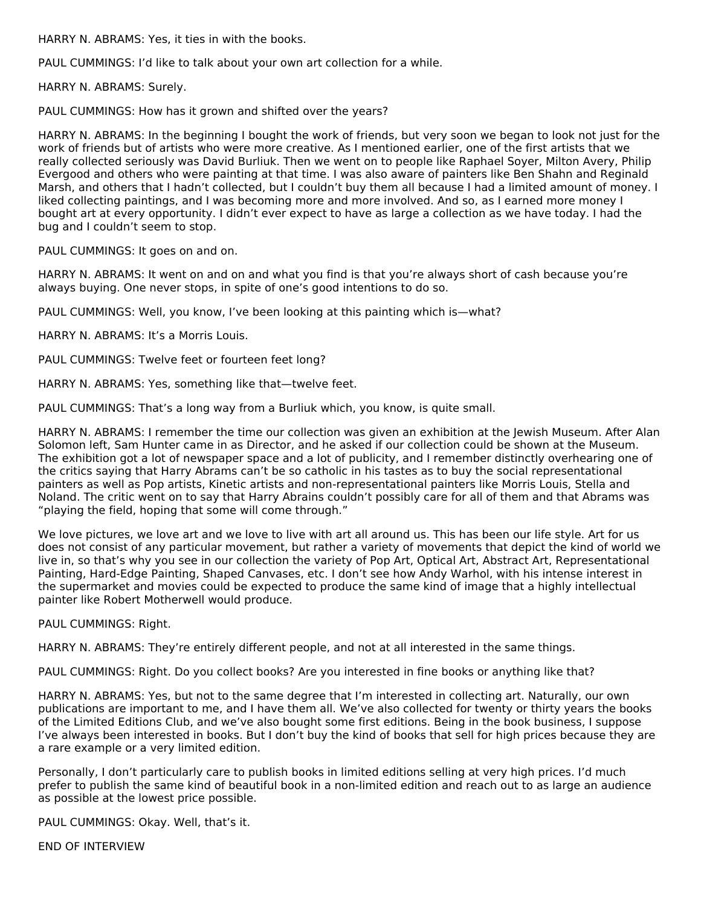HARRY N. ABRAMS: Yes, it ties in with the books.

PAUL CUMMINGS: I'd like to talk about your own art collection for a while.

HARRY N. ABRAMS: Surely.

PAUL CUMMINGS: How has it grown and shifted over the years?

HARRY N. ABRAMS: In the beginning I bought the work of friends, but very soon we began to look not just for the work of friends but of artists who were more creative. As I mentioned earlier, one of the first artists that we really collected seriously was David Burliuk. Then we went on to people like Raphael Soyer, Milton Avery, Philip Evergood and others who were painting at that time. I was also aware of painters like Ben Shahn and Reginald Marsh, and others that I hadn't collected, but I couldn't buy them all because I had a limited amount of money. I liked collecting paintings, and I was becoming more and more involved. And so, as I earned more money I bought art at every opportunity. I didn't ever expect to have as large a collection as we have today. I had the bug and I couldn't seem to stop.

PAUL CUMMINGS: It goes on and on.

HARRY N. ABRAMS: It went on and on and what you find is that you're always short of cash because you're always buying. One never stops, in spite of one's good intentions to do so.

PAUL CUMMINGS: Well, you know, I've been looking at this painting which is—what?

HARRY N. ABRAMS: It's a Morris Louis.

PAUL CUMMINGS: Twelve feet or fourteen feet long?

HARRY N. ABRAMS: Yes, something like that—twelve feet.

PAUL CUMMINGS: That's a long way from a Burliuk which, you know, is quite small.

HARRY N. ABRAMS: I remember the time our collection was given an exhibition at the Jewish Museum. After Alan Solomon left, Sam Hunter came in as Director, and he asked if our collection could be shown at the Museum. The exhibition got a lot of newspaper space and a lot of publicity, and I remember distinctly overhearing one of the critics saying that Harry Abrams can't be so catholic in his tastes as to buy the social representational painters as well as Pop artists, Kinetic artists and non-representational painters like Morris Louis, Stella and Noland. The critic went on to say that Harry Abrains couldn't possibly care for all of them and that Abrams was "playing the field, hoping that some will come through."

We love pictures, we love art and we love to live with art all around us. This has been our life style. Art for us does not consist of any particular movement, but rather a variety of movements that depict the kind of world we live in, so that's why you see in our collection the variety of Pop Art, Optical Art, Abstract Art, Representational Painting, Hard-Edge Painting, Shaped Canvases, etc. I don't see how Andy Warhol, with his intense interest in the supermarket and movies could be expected to produce the same kind of image that a highly intellectual painter like Robert Motherwell would produce.

PAUL CUMMINGS: Right.

HARRY N. ABRAMS: They're entirely different people, and not at all interested in the same things.

PAUL CUMMINGS: Right. Do you collect books? Are you interested in fine books or anything like that?

HARRY N. ABRAMS: Yes, but not to the same degree that I'm interested in collecting art. Naturally, our own publications are important to me, and I have them all. We've also collected for twenty or thirty years the books of the Limited Editions Club, and we've also bought some first editions. Being in the book business, I suppose I've always been interested in books. But I don't buy the kind of books that sell for high prices because they are a rare example or a very limited edition.

Personally, I don't particularly care to publish books in limited editions selling at very high prices. I'd much prefer to publish the same kind of beautiful book in a non-limited edition and reach out to as large an audience as possible at the lowest price possible.

PAUL CUMMINGS: Okay. Well, that's it.

END OF INTERVIEW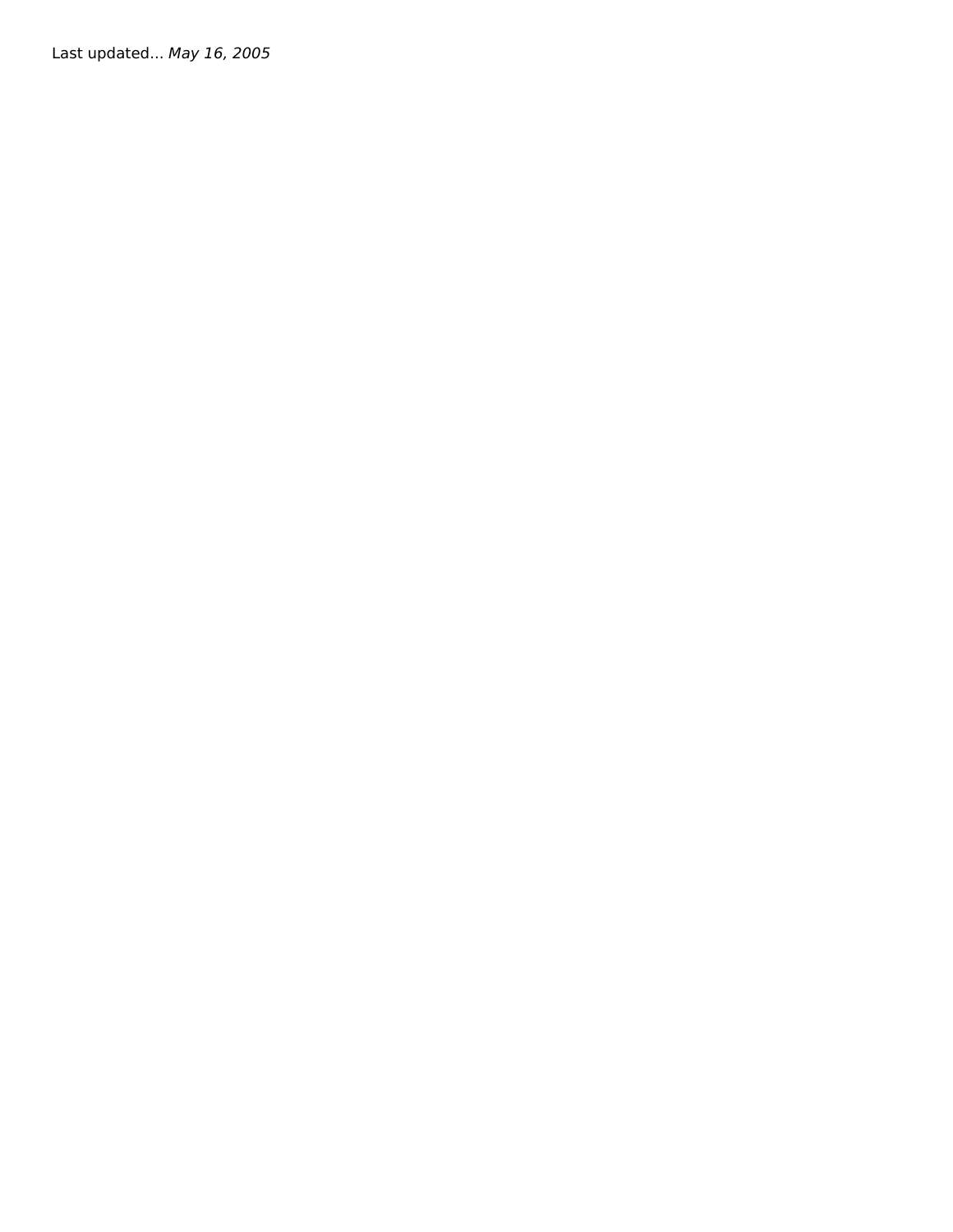Last updated... *May 16, 2005*